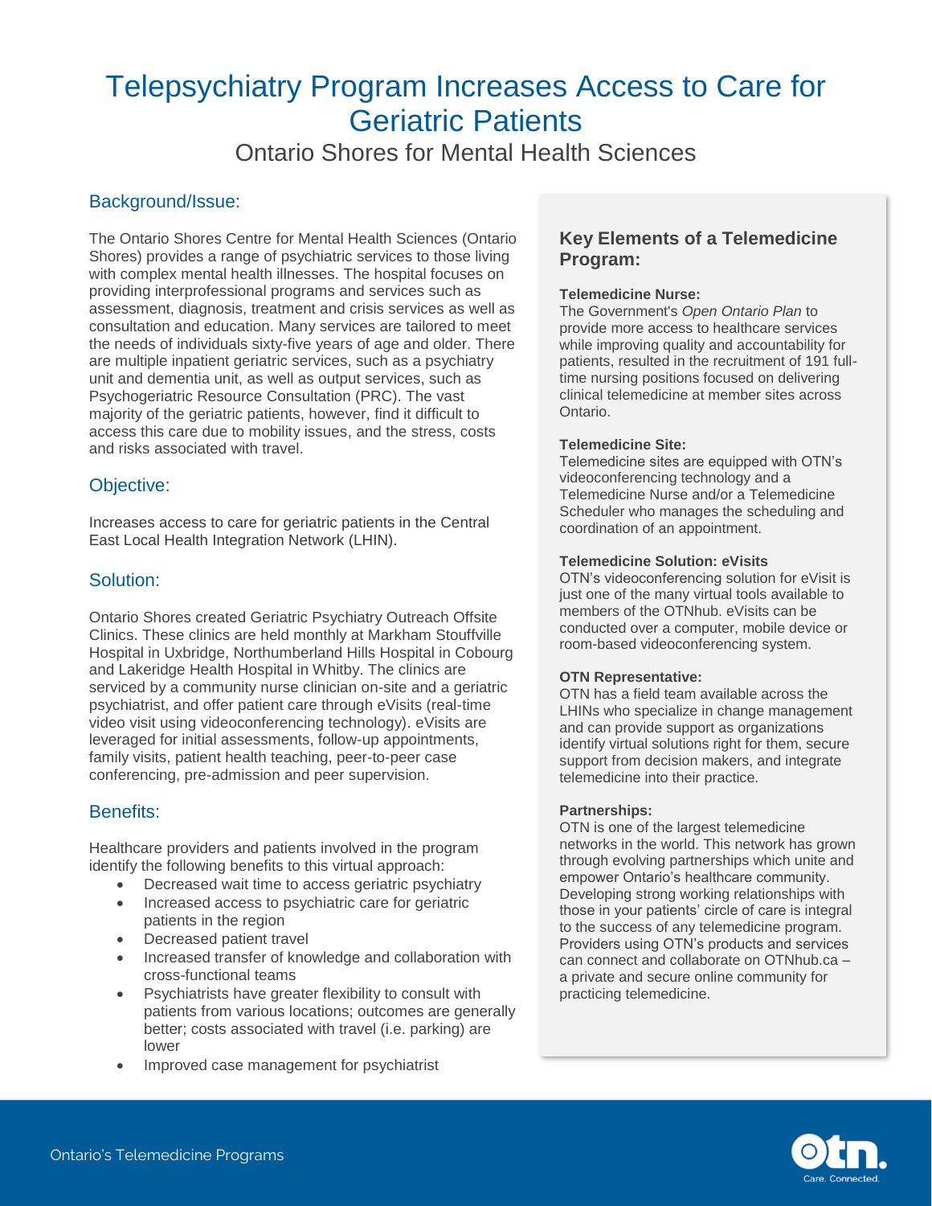# Telepsychiatry Program Increases Access to Care for Geriatric Patients

## Ontario Shores for Mental Health Sciences

### Background/Issue:

The Ontario Shores Centre for Mental Health Sciences (Ontario Shores) provides a range of psychiatric services to those living with complex mental health illnesses. The hospital focuses on providing interprofessional programs and services such as assessment, diagnosis, treatment and crisis services as well as consultation and education. Many services are tailored to meet the needs of individuals sixty-five years of age and older. There are multiple inpatient geriatric services, such as a psychiatry unit and dementia unit, as well as output services, such as Psychogeriatric Resource Consultation (PRC). The vast majority of the geriatric patients, however, find it difficult to access this care due to mobility issues, and the stress, costs and risks associated with travel.

### Objective:

Increases access to care for geriatric patients in the Central East Local Health Integration Network (LHIN).

### Solution:

Ontario Shores created Geriatric Psychiatry Outreach Offsite Clinics. These clinics are held monthly at Markham Stouffville Hospital in Uxbridge, Northumberland Hills Hospital in Cobourg and Lakeridge Health Hospital in Whitby. The clinics are serviced by a community nurse clinician on-site and a geriatric psychiatrist, and offer patient care through eVisits (real-time video visit using videoconferencing technology). eVisits are leveraged for initial assessments, follow-up appointments, family visits, patient health teaching, peer-to-peer case conferencing, pre-admission and peer supervision.

### Benefits:

Healthcare providers and patients involved in the program identify the following benefits to this virtual approach:

- Decreased wait time to access geriatric psychiatry
- Increased access to psychiatric care for geriatric patients in the region
- Decreased patient travel
- Increased transfer of knowledge and collaboration with cross-functional teams
- Psychiatrists have greater flexibility to consult with patients from various locations; outcomes are generally better; costs associated with travel (i.e. parking) are lower
- Improved case management for psychiatrist

### Key Elements of a Telemedicine Program:

**Telemedicine Nurse:**
The Government's *Open Ontario Plan* to provide more access to healthcare services while improving quality and accountability for patients, resulted in the recruitment of 191 full-time nursing positions focused on delivering clinical telemedicine at member sites across Ontario.

**Telemedicine Site:**
Telemedicine sites are equipped with OTN's videoconferencing technology and a Telemedicine Nurse and/or a Telemedicine Scheduler who manages the scheduling and coordination of an appointment.

**Telemedicine Solution: eVisits**
OTN's videoconferencing solution for eVisit is just one of the many virtual tools available to members of the OTNhub. eVisits can be conducted over a computer, mobile device or room-based videoconferencing system.

**OTN Representative:**
OTN has a field team available across the LHINs who specialize in change management and can provide support as organizations identify virtual solutions right for them, secure support from decision makers, and integrate telemedicine into their practice.

**Partnerships:**
OTN is one of the largest telemedicine networks in the world. This network has grown through evolving partnerships which unite and empower Ontario's healthcare community. Developing strong working relationships with those in your patients' circle of care is integral to the success of any telemedicine program. Providers using OTN's products and services can connect and collaborate on OTNhub.ca – a private and secure online community for practicing telemedicine.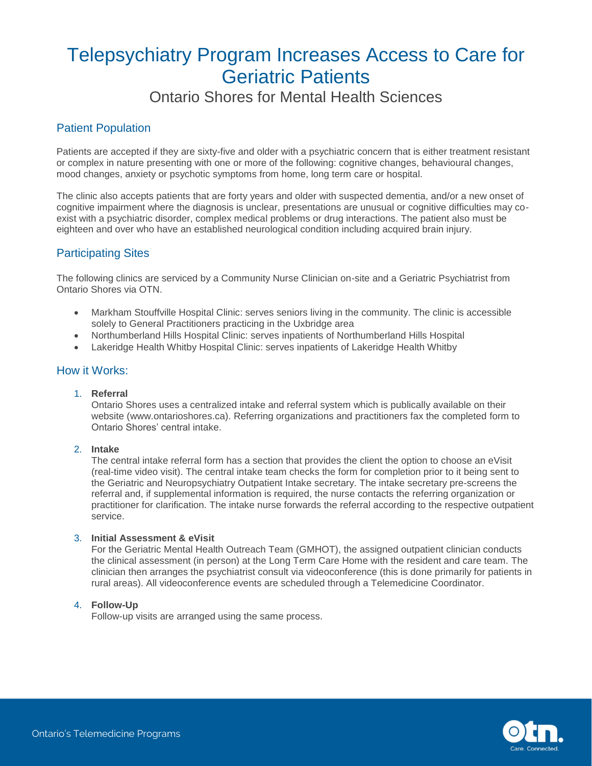# Telepsychiatry Program Increases Access to Care for Geriatric Patients

## Ontario Shores for Mental Health Sciences

### Patient Population

Patients are accepted if they are sixty-five and older with a psychiatric concern that is either treatment resistant or complex in nature presenting with one or more of the following: cognitive changes, behavioural changes, mood changes, anxiety or psychotic symptoms from home, long term care or hospital.

The clinic also accepts patients that are forty years and older with suspected dementia, and/or a new onset of cognitive impairment where the diagnosis is unclear, presentations are unusual or cognitive difficulties may co-exist with a psychiatric disorder, complex medical problems or drug interactions. The patient also must be eighteen and over who have an established neurological condition including acquired brain injury.

### Participating Sites

The following clinics are serviced by a Community Nurse Clinician on-site and a Geriatric Psychiatrist from Ontario Shores via OTN.

- Markham Stouffville Hospital Clinic: serves seniors living in the community. The clinic is accessible solely to General Practitioners practicing in the Uxbridge area
- Northumberland Hills Hospital Clinic: serves inpatients of Northumberland Hills Hospital
- Lakeridge Health Whitby Hospital Clinic: serves inpatients of Lakeridge Health Whitby

### How it Works:

1. **Referral**
   Ontario Shores uses a centralized intake and referral system which is publically available on their website (www.ontarioshores.ca). Referring organizations and practitioners fax the completed form to Ontario Shores' central intake.

2. **Intake**
   The central intake referral form has a section that provides the client the option to choose an eVisit (real-time video visit). The central intake team checks the form for completion prior to it being sent to the Geriatric and Neuropsychiatry Outpatient Intake secretary. The intake secretary pre-screens the referral and, if supplemental information is required, the nurse contacts the referring organization or practitioner for clarification. The intake nurse forwards the referral according to the respective outpatient service.

3. **Initial Assessment & eVisit**
   For the Geriatric Mental Health Outreach Team (GMHOT), the assigned outpatient clinician conducts the clinical assessment (in person) at the Long Term Care Home with the resident and care team. The clinician then arranges the psychiatrist consult via videoconference (this is done primarily for patients in rural areas). All videoconference events are scheduled through a Telemedicine Coordinator.

4. **Follow-Up**
   Follow-up visits are arranged using the same process.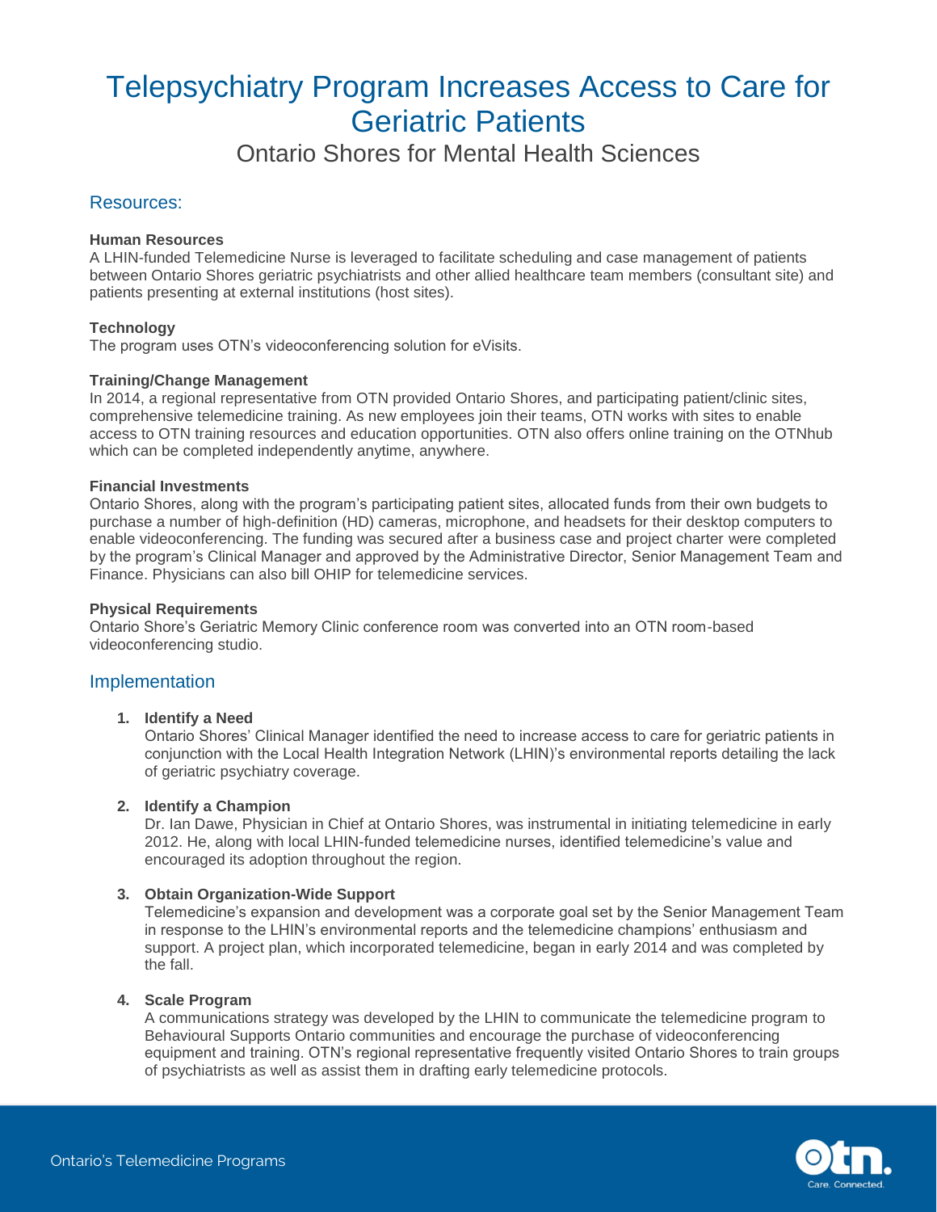# Telepsychiatry Program Increases Access to Care for Geriatric Patients

## Ontario Shores for Mental Health Sciences

## Resources:

**Human Resources**
A LHIN-funded Telemedicine Nurse is leveraged to facilitate scheduling and case management of patients between Ontario Shores geriatric psychiatrists and other allied healthcare team members (consultant site) and patients presenting at external institutions (host sites).

**Technology**
The program uses OTN's videoconferencing solution for eVisits.

**Training/Change Management**
In 2014, a regional representative from OTN provided Ontario Shores, and participating patient/clinic sites, comprehensive telemedicine training. As new employees join their teams, OTN works with sites to enable access to OTN training resources and education opportunities. OTN also offers online training on the OTNhub which can be completed independently anytime, anywhere.

**Financial Investments**
Ontario Shores, along with the program's participating patient sites, allocated funds from their own budgets to purchase a number of high-definition (HD) cameras, microphone, and headsets for their desktop computers to enable videoconferencing. The funding was secured after a business case and project charter were completed by the program's Clinical Manager and approved by the Administrative Director, Senior Management Team and Finance. Physicians can also bill OHIP for telemedicine services.

**Physical Requirements**
Ontario Shore's Geriatric Memory Clinic conference room was converted into an OTN room-based videoconferencing studio.

## Implementation

1. **Identify a Need**
   Ontario Shores' Clinical Manager identified the need to increase access to care for geriatric patients in conjunction with the Local Health Integration Network (LHIN)'s environmental reports detailing the lack of geriatric psychiatry coverage.

2. **Identify a Champion**
   Dr. Ian Dawe, Physician in Chief at Ontario Shores, was instrumental in initiating telemedicine in early 2012. He, along with local LHIN-funded telemedicine nurses, identified telemedicine's value and encouraged its adoption throughout the region.

3. **Obtain Organization-Wide Support**
   Telemedicine's expansion and development was a corporate goal set by the Senior Management Team in response to the LHIN's environmental reports and the telemedicine champions' enthusiasm and support. A project plan, which incorporated telemedicine, began in early 2014 and was completed by the fall.

4. **Scale Program**
   A communications strategy was developed by the LHIN to communicate the telemedicine program to Behavioural Supports Ontario communities and encourage the purchase of videoconferencing equipment and training. OTN's regional representative frequently visited Ontario Shores to train groups of psychiatrists as well as assist them in drafting early telemedicine protocols.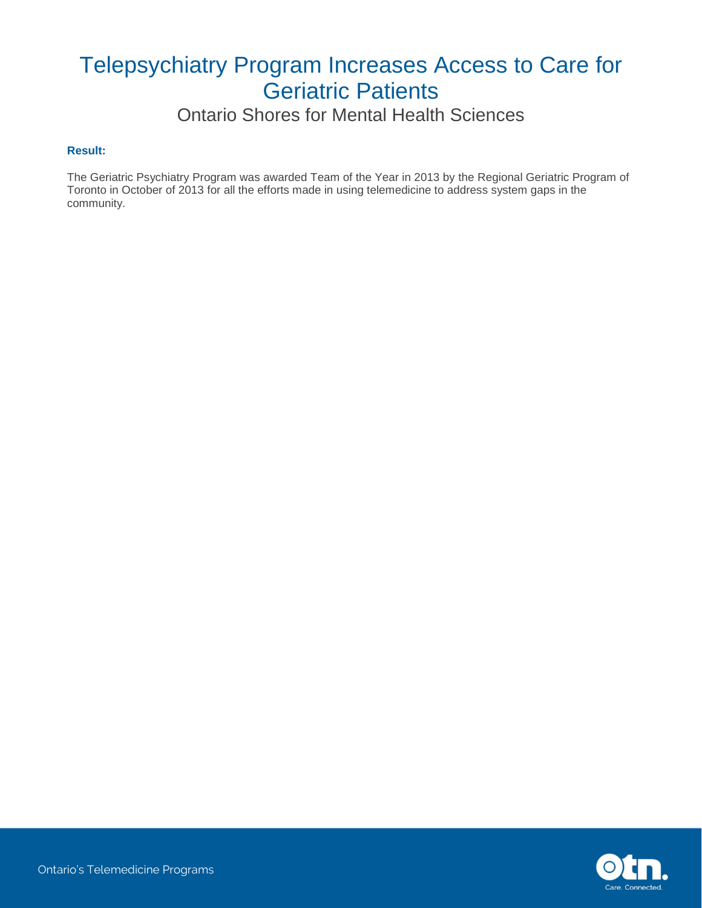# Telepsychiatry Program Increases Access to Care for Geriatric Patients

## Ontario Shores for Mental Health Sciences

**Result:**

The Geriatric Psychiatry Program was awarded Team of the Year in 2013 by the Regional Geriatric Program of Toronto in October of 2013 for all the efforts made in using telemedicine to address system gaps in the community.